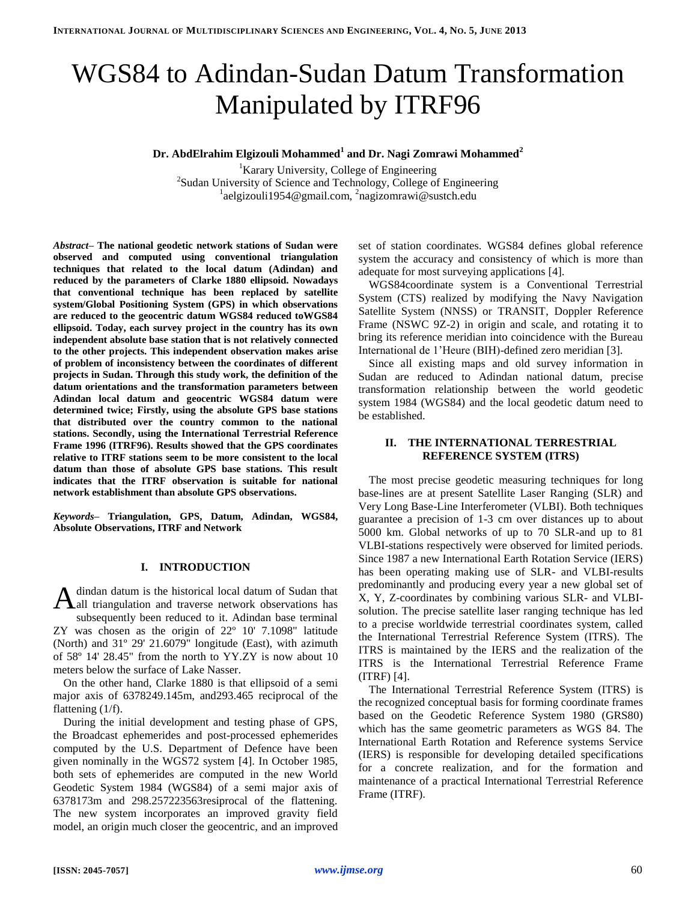# WGS84 to Adindan-Sudan Datum Transformation Manipulated by ITRF96

**Dr. AbdElrahim Elgizouli Mohammed[1] and Dr. Nagi Zomrawi Mohammed[2]**

[1]Karary University, College of Engineering
[2]Sudan University of Science and Technology, College of Engineering
[1]aelgizouli1954@gmail.com, [2]nagizomrawi@sustch.edu

***Abstract*– The national geodetic network stations of Sudan were observed and computed using conventional triangulation techniques that related to the local datum (Adindan) and reduced by the parameters of Clarke 1880 ellipsoid. Nowadays that conventional technique has been replaced by satellite system/Global Positioning System (GPS) in which observations are reduced to the geocentric datum WGS84 reduced toWGS84 ellipsoid. Today, each survey project in the country has its own independent absolute base station that is not relatively connected to the other projects. This independent observation makes arise of problem of inconsistency between the coordinates of different projects in Sudan. Through this study work, the definition of the datum orientations and the transformation parameters between Adindan local datum and geocentric WGS84 datum were determined twice; Firstly, using the absolute GPS base stations that distributed over the country common to the national stations. Secondly, using the International Terrestrial Reference Frame 1996 (ITRF96). Results showed that the GPS coordinates relative to ITRF stations seem to be more consistent to the local datum than those of absolute GPS base stations. This result indicates that the ITRF observation is suitable for national network establishment than absolute GPS observations.**

***Keywords*– Triangulation, GPS, Datum, Adindan, WGS84, Absolute Observations, ITRF and Network**

## I. INTRODUCTION

Adindan datum is the historical local datum of Sudan that all triangulation and traverse network observations has subsequently been reduced to it. Adindan base terminal ZY was chosen as the origin of 22º 10' 7.1098" latitude (North) and 31º 29' 21.6079" longitude (East), with azimuth of 58º 14' 28.45" from the north to YY.ZY is now about 10 meters below the surface of Lake Nasser.

On the other hand, Clarke 1880 is that ellipsoid of a semi major axis of 6378249.145m, and293.465 reciprocal of the flattening (1/f).

During the initial development and testing phase of GPS, the Broadcast ephemerides and post-processed ephemerides computed by the U.S. Department of Defence have been given nominally in the WGS72 system [4]. In October 1985, both sets of ephemerides are computed in the new World Geodetic System 1984 (WGS84) of a semi major axis of 6378173m and 298.257223563resiprocal of the flattening. The new system incorporates an improved gravity field model, an origin much closer the geocentric, and an improved set of station coordinates. WGS84 defines global reference system the accuracy and consistency of which is more than adequate for most surveying applications [4].

WGS84coordinate system is a Conventional Terrestrial System (CTS) realized by modifying the Navy Navigation Satellite System (NNSS) or TRANSIT, Doppler Reference Frame (NSWC 9Z-2) in origin and scale, and rotating it to bring its reference meridian into coincidence with the Bureau International de l'Heure (BIH)-defined zero meridian [3].

Since all existing maps and old survey information in Sudan are reduced to Adindan national datum, precise transformation relationship between the world geodetic system 1984 (WGS84) and the local geodetic datum need to be established.

## II. THE INTERNATIONAL TERRESTRIAL REFERENCE SYSTEM (ITRS)

The most precise geodetic measuring techniques for long base-lines are at present Satellite Laser Ranging (SLR) and Very Long Base-Line Interferometer (VLBI). Both techniques guarantee a precision of 1-3 cm over distances up to about 5000 km. Global networks of up to 70 SLR-and up to 81 VLBI-stations respectively were observed for limited periods. Since 1987 a new International Earth Rotation Service (IERS) has been operating making use of SLR- and VLBI-results predominantly and producing every year a new global set of X, Y, Z-coordinates by combining various SLR- and VLBI-solution. The precise satellite laser ranging technique has led to a precise worldwide terrestrial coordinates system, called the International Terrestrial Reference System (ITRS). The ITRS is maintained by the IERS and the realization of the ITRS is the International Terrestrial Reference Frame (ITRF) [4].

The International Terrestrial Reference System (ITRS) is the recognized conceptual basis for forming coordinate frames based on the Geodetic Reference System 1980 (GRS80) which has the same geometric parameters as WGS 84. The International Earth Rotation and Reference systems Service (IERS) is responsible for developing detailed specifications for a concrete realization, and for the formation and maintenance of a practical International Terrestrial Reference Frame (ITRF).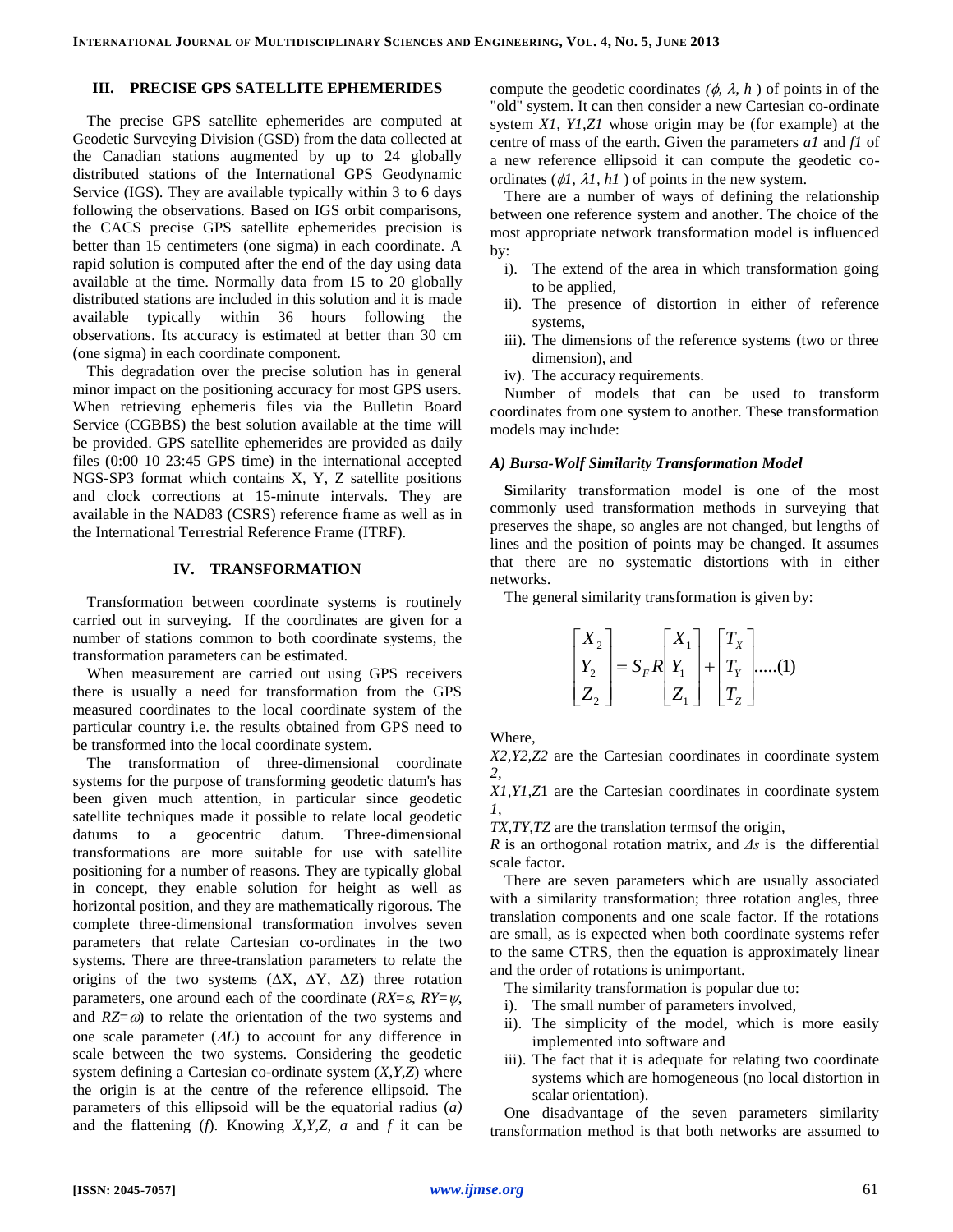## III. PRECISE GPS SATELLITE EPHEMERIDES

The precise GPS satellite ephemerides are computed at Geodetic Surveying Division (GSD) from the data collected at the Canadian stations augmented by up to 24 globally distributed stations of the International GPS Geodynamic Service (IGS). They are available typically within 3 to 6 days following the observations. Based on IGS orbit comparisons, the CACS precise GPS satellite ephemerides precision is better than 15 centimeters (one sigma) in each coordinate. A rapid solution is computed after the end of the day using data available at the time. Normally data from 15 to 20 globally distributed stations are included in this solution and it is made available typically within 36 hours following the observations. Its accuracy is estimated at better than 30 cm (one sigma) in each coordinate component.

This degradation over the precise solution has in general minor impact on the positioning accuracy for most GPS users. When retrieving ephemeris files via the Bulletin Board Service (CGBBS) the best solution available at the time will be provided. GPS satellite ephemerides are provided as daily files (0:00 10 23:45 GPS time) in the international accepted NGS-SP3 format which contains X, Y, Z satellite positions and clock corrections at 15-minute intervals. They are available in the NAD83 (CSRS) reference frame as well as in the International Terrestrial Reference Frame (ITRF).

## IV. TRANSFORMATION

Transformation between coordinate systems is routinely carried out in surveying. If the coordinates are given for a number of stations common to both coordinate systems, the transformation parameters can be estimated.

When measurement are carried out using GPS receivers there is usually a need for transformation from the GPS measured coordinates to the local coordinate system of the particular country i.e. the results obtained from GPS need to be transformed into the local coordinate system.

The transformation of three-dimensional coordinate systems for the purpose of transforming geodetic datum's has been given much attention, in particular since geodetic satellite techniques made it possible to relate local geodetic datums to a geocentric datum. Three-dimensional transformations are more suitable for use with satellite positioning for a number of reasons. They are typically global in concept, they enable solution for height as well as horizontal position, and they are mathematically rigorous. The complete three-dimensional transformation involves seven parameters that relate Cartesian co-ordinates in the two systems. There are three-translation parameters to relate the origins of the two systems ($\Delta X$, $\Delta Y$, $\Delta Z$) three rotation parameters, one around each of the coordinate ($RX=\varepsilon$, $RY=\psi$, and $RZ=\omega$) to relate the orientation of the two systems and one scale parameter ($\Delta L$) to account for any difference in scale between the two systems. Considering the geodetic system defining a Cartesian co-ordinate system ($X,Y,Z$) where the origin is at the centre of the reference ellipsoid. The parameters of this ellipsoid will be the equatorial radius ($a$) and the flattening ($f$). Knowing $X,Y,Z$, $a$ and $f$ it can be compute the geodetic coordinates ($\phi$, $\lambda$, $h$ ) of points in of the "old" system. It can then consider a new Cartesian co-ordinate system $X1$, $Y1$,$Z1$ whose origin may be (for example) at the centre of mass of the earth. Given the parameters $a1$ and $f1$ of a new reference ellipsoid it can compute the geodetic co-ordinates ($\phi 1$, $\lambda 1$, $h1$ ) of points in the new system.

There are a number of ways of defining the relationship between one reference system and another. The choice of the most appropriate network transformation model is influenced by:

i). The extend of the area in which transformation going to be applied,
ii). The presence of distortion in either of reference systems,
iii). The dimensions of the reference systems (two or three dimension), and
iv). The accuracy requirements.

Number of models that can be used to transform coordinates from one system to another. These transformation models may include:

### *A) Bursa-Wolf Similarity Transformation Model*

**S**imilarity transformation model is one of the most commonly used transformation methods in surveying that preserves the shape, so angles are not changed, but lengths of lines and the position of points may be changed. It assumes that there are no systematic distortions with in either networks.

The general similarity transformation is given by:

$$\begin{bmatrix} X_2 \\ Y_2 \\ Z_2 \end{bmatrix} = S_F R \begin{bmatrix} X_1 \\ Y_1 \\ Z_1 \end{bmatrix} + \begin{bmatrix} T_X \\ T_Y \\ T_Z \end{bmatrix} \text{.....(1)}$$

Where,

$X2,Y2,Z2$ are the Cartesian coordinates in coordinate system *2*,

$X1,Y1,Z1$ are the Cartesian coordinates in coordinate system *1*,

$TX,TY,TZ$ are the translation termsof the origin,

$R$ is an orthogonal rotation matrix, and $\Delta s$ is the differential scale factor**.**

There are seven parameters which are usually associated with a similarity transformation; three rotation angles, three translation components and one scale factor. If the rotations are small, as is expected when both coordinate systems refer to the same CTRS, then the equation is approximately linear and the order of rotations is unimportant.

The similarity transformation is popular due to:

i). The small number of parameters involved,
ii). The simplicity of the model, which is more easily implemented into software and
iii). The fact that it is adequate for relating two coordinate systems which are homogeneous (no local distortion in scalar orientation).

One disadvantage of the seven parameters similarity transformation method is that both networks are assumed to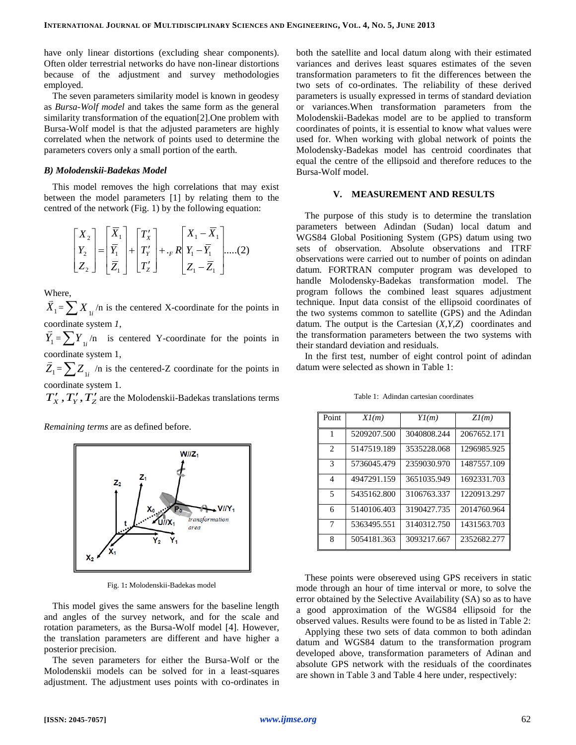have only linear distortions (excluding shear components). Often older terrestrial networks do have non-linear distortions because of the adjustment and survey methodologies employed.

The seven parameters similarity model is known in geodesy as *Bursa-Wolf model* and takes the same form as the general similarity transformation of the equation[2].One problem with Bursa-Wolf model is that the adjusted parameters are highly correlated when the network of points used to determine the parameters covers only a small portion of the earth.

### B) Molodenskii-Badekas Model

This model removes the high correlations that may exist between the model parameters [1] by relating them to the centred of the network (Fig. 1) by the following equation:

$$\begin{bmatrix} X_2 \\ Y_2 \\ Z_2 \end{bmatrix} = \begin{bmatrix} \bar{X}_1 \\ \bar{Y}_1 \\ \bar{Z}_1 \end{bmatrix} + \begin{bmatrix} T'_X \\ T'_Y \\ T'_Z \end{bmatrix} + \cdot_F R \begin{bmatrix} X_1 - \bar{X}_1 \\ Y_1 - \bar{Y}_1 \\ Z_1 - \bar{Z}_1 \end{bmatrix} \quad .....(2)$$

Where,

$\vec{X}_1 = \sum X_{1i} /n$ is the centered X-coordinate for the points in coordinate system *1*,

$\vec{Y}_1 = \sum Y_{1i} /n$ is centered Y-coordinate for the points in coordinate system 1,

$\vec{Z}_1 = \sum Z_{1i} /n$ is the centered-Z coordinate for the points in coordinate system 1.

$T'_X, T'_Y, T'_Z$ are the Molodenskii-Badekas translations terms

*Remaining terms* are as defined before.

Fig. 1: Molodenskii-Badekas model

This model gives the same answers for the baseline length and angles of the survey network, and for the scale and rotation parameters, as the Bursa-Wolf model [4]. However, the translation parameters are different and have higher a posterior precision.

The seven parameters for either the Bursa-Wolf or the Molodenskii models can be solved for in a least-squares adjustment. The adjustment uses points with co-ordinates in both the satellite and local datum along with their estimated variances and derives least squares estimates of the seven transformation parameters to fit the differences between the two sets of co-ordinates. The reliability of these derived parameters is usually expressed in terms of standard deviation or variances.When transformation parameters from the Molodenskii-Badekas model are to be applied to transform coordinates of points, it is essential to know what values were used for. When working with global network of points the Molodensky-Badekas model has centroid coordinates that equal the centre of the ellipsoid and therefore reduces to the Bursa-Wolf model.

## V. MEASUREMENT AND RESULTS

The purpose of this study is to determine the translation parameters between Adindan (Sudan) local datum and WGS84 Global Positioning System (GPS) datum using two sets of observation. Absolute observations and ITRF observations were carried out to number of points on adindan datum. FORTRAN computer program was developed to handle Molodensky-Badekas transformation model. The program follows the combined least squares adjustment technique. Input data consist of the ellipsoid coordinates of the two systems common to satellite (GPS) and the Adindan datum. The output is the Cartesian (*X,Y,Z*) coordinates and the transformation parameters between the two systems with their standard deviation and residuals.

In the first test, number of eight control point of adindan datum were selected as shown in Table 1:

Table 1: Adindan cartesian coordinates

| Point | *X1(m)* | *Y1(m)* | *Z1(m)* |
|---|---|---|---|
| 1 | 5209207.500 | 3040808.244 | 2067652.171 |
| 2 | 5147519.189 | 3535228.068 | 1296985.925 |
| 3 | 5736045.479 | 2359030.970 | 1487557.109 |
| 4 | 4947291.159 | 3651035.949 | 1692331.703 |
| 5 | 5435162.800 | 3106763.337 | 1220913.297 |
| 6 | 5140106.403 | 3190427.735 | 2014760.964 |
| 7 | 5363495.551 | 3140312.750 | 1431563.703 |
| 8 | 5054181.363 | 3093217.667 | 2352682.277 |

These points were obsereved using GPS receivers in static mode through an hour of time interval or more, to solve the error obtained by the Selective Availability (SA) so as to have a good approximation of the WGS84 ellipsoid for the observed values. Results were found to be as listed in Table 2:

Applying these two sets of data common to both adindan datum and WGS84 datum to the transformation program developed above, transformation parameters of Adinan and absolute GPS network with the residuals of the coordinates are shown in Table 3 and Table 4 here under, respectively: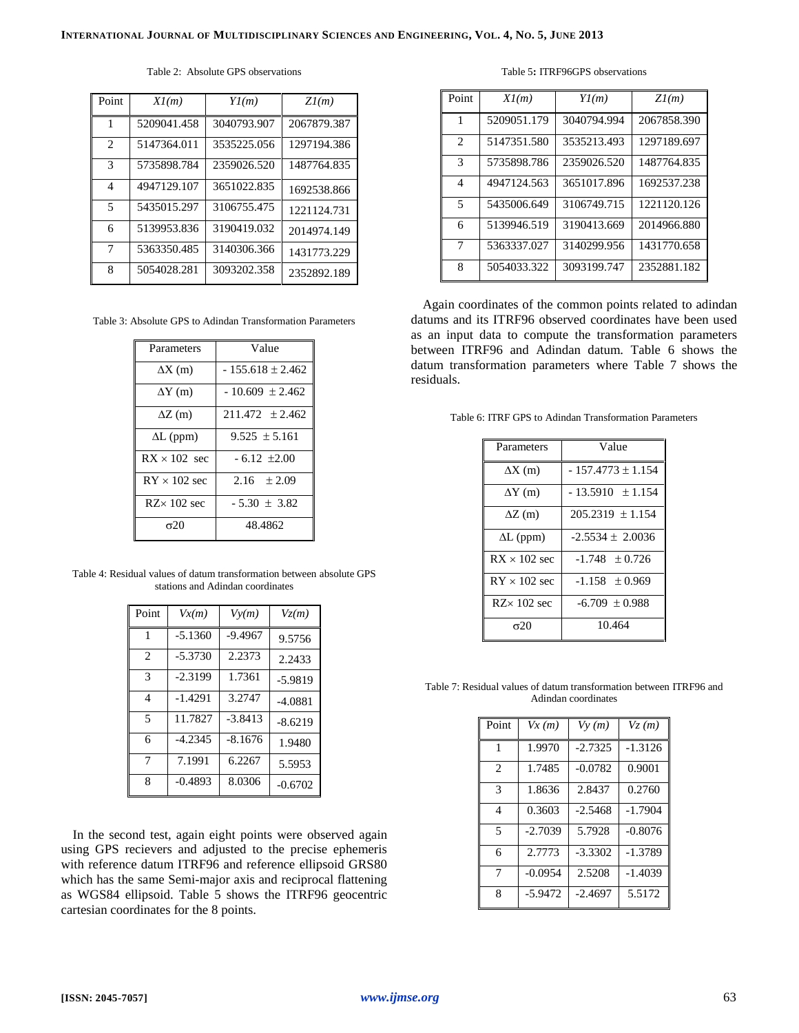Table 2: Absolute GPS observations

| Point | *X1(m)* | *Y1(m)* | *Z1(m)* |
|---|---|---|---|
| 1 | 5209041.458 | 3040793.907 | 2067879.387 |
| 2 | 5147364.011 | 3535225.056 | 1297194.386 |
| 3 | 5735898.784 | 2359026.520 | 1487764.835 |
| 4 | 4947129.107 | 3651022.835 | 1692538.866 |
| 5 | 5435015.297 | 3106755.475 | 1221124.731 |
| 6 | 5139953.836 | 3190419.032 | 2014974.149 |
| 7 | 5363350.485 | 3140306.366 | 1431773.229 |
| 8 | 5054028.281 | 3093202.358 | 2352892.189 |

Table 3: Absolute GPS to Adindan Transformation Parameters

| Parameters | Value |
|---|---|
| $\Delta$X (m) | - 155.618 $\pm$ 2.462 |
| $\Delta$Y (m) | - 10.609 $\pm$ 2.462 |
| $\Delta$Z (m) | 211.472 $\pm$ 2.462 |
| $\Delta$L (ppm) | 9.525 $\pm$ 5.161 |
| RX $\times$ 102 sec | - 6.12 $\pm$2.00 |
| RY $\times$ 102 sec | 2.16 $\pm$ 2.09 |
| RZ$\times$ 102 sec | - 5.30 $\pm$ 3.82 |
| $\sigma$20 | 48.4862 |

Table 4: Residual values of datum transformation between absolute GPS stations and Adindan coordinates

| Point | *Vx(m)* | *Vy(m)* | *Vz(m)* |
|---|---|---|---|
| 1 | -5.1360 | -9.4967 | 9.5756 |
| 2 | -5.3730 | 2.2373 | 2.2433 |
| 3 | -2.3199 | 1.7361 | -5.9819 |
| 4 | -1.4291 | 3.2747 | -4.0881 |
| 5 | 11.7827 | -3.8413 | -8.6219 |
| 6 | -4.2345 | -8.1676 | 1.9480 |
| 7 | 7.1991 | 6.2267 | 5.5953 |
| 8 | -0.4893 | 8.0306 | -0.6702 |

In the second test, again eight points were observed again using GPS recievers and adjusted to the precise ephemeris with reference datum ITRF96 and reference ellipsoid GRS80 which has the same Semi-major axis and reciprocal flattening as WGS84 ellipsoid. Table 5 shows the ITRF96 geocentric cartesian coordinates for the 8 points.

Table 5**:** ITRF96GPS observations

| Point | *X1(m)* | *Y1(m)* | *Z1(m)* |
|---|---|---|---|
| 1 | 5209051.179 | 3040794.994 | 2067858.390 |
| 2 | 5147351.580 | 3535213.493 | 1297189.697 |
| 3 | 5735898.786 | 2359026.520 | 1487764.835 |
| 4 | 4947124.563 | 3651017.896 | 1692537.238 |
| 5 | 5435006.649 | 3106749.715 | 1221120.126 |
| 6 | 5139946.519 | 3190413.669 | 2014966.880 |
| 7 | 5363337.027 | 3140299.956 | 1431770.658 |
| 8 | 5054033.322 | 3093199.747 | 2352881.182 |

Again coordinates of the common points related to adindan datums and its ITRF96 observed coordinates have been used as an input data to compute the transformation parameters between ITRF96 and Adindan datum. Table 6 shows the datum transformation parameters where Table 7 shows the residuals.

Table 6: ITRF GPS to Adindan Transformation Parameters

| Parameters | Value |
|---|---|
| $\Delta$X (m) | - 157.4773 $\pm$ 1.154 |
| $\Delta$Y (m) | - 13.5910 $\pm$ 1.154 |
| $\Delta$Z (m) | 205.2319 $\pm$ 1.154 |
| $\Delta$L (ppm) | -2.5534 $\pm$ 2.0036 |
| RX $\times$ 102 sec | -1.748 $\pm$ 0.726 |
| RY $\times$ 102 sec | -1.158 $\pm$ 0.969 |
| RZ$\times$ 102 sec | -6.709 $\pm$ 0.988 |
| $\sigma$20 | 10.464 |

Table 7: Residual values of datum transformation between ITRF96 and Adindan coordinates

| Point | *Vx (m)* | *Vy (m)* | *Vz (m)* |
|---|---|---|---|
| 1 | 1.9970 | -2.7325 | -1.3126 |
| 2 | 1.7485 | -0.0782 | 0.9001 |
| 3 | 1.8636 | 2.8437 | 0.2760 |
| 4 | 0.3603 | -2.5468 | -1.7904 |
| 5 | -2.7039 | 5.7928 | -0.8076 |
| 6 | 2.7773 | -3.3302 | -1.3789 |
| 7 | -0.0954 | 2.5208 | -1.4039 |
| 8 | -5.9472 | -2.4697 | 5.5172 |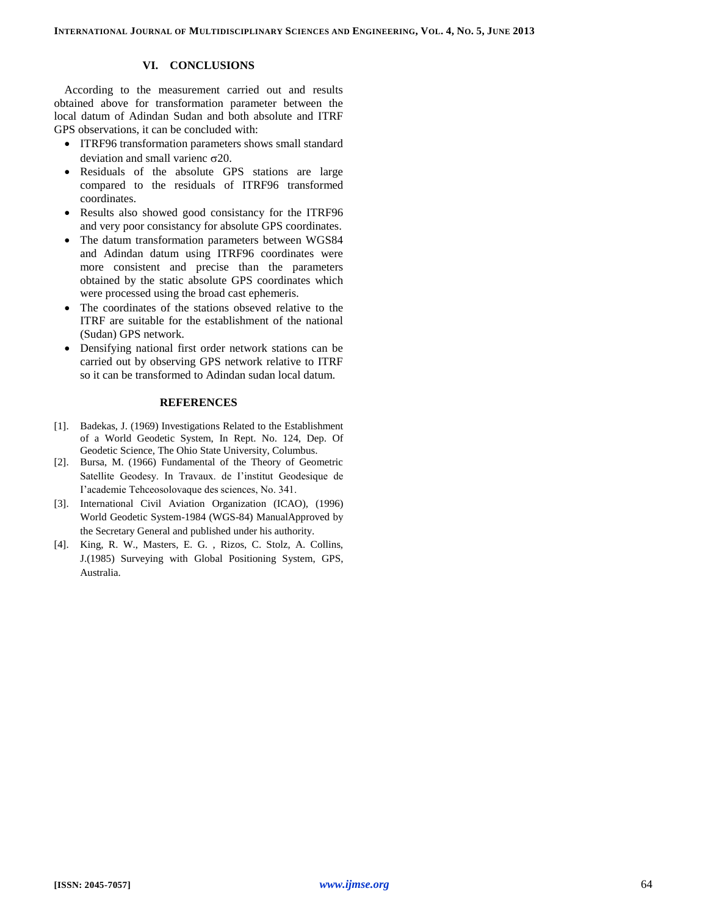## VI. CONCLUSIONS

According to the measurement carried out and results obtained above for transformation parameter between the local datum of Adindan Sudan and both absolute and ITRF GPS observations, it can be concluded with:

- ITRF96 transformation parameters shows small standard deviation and small varienc $\sigma 20$.
- Residuals of the absolute GPS stations are large compared to the residuals of ITRF96 transformed coordinates.
- Results also showed good consistancy for the ITRF96 and very poor consistancy for absolute GPS coordinates.
- The datum transformation parameters between WGS84 and Adindan datum using ITRF96 coordinates were more consistent and precise than the parameters obtained by the static absolute GPS coordinates which were processed using the broad cast ephemeris.
- The coordinates of the stations obseved relative to the ITRF are suitable for the establishment of the national (Sudan) GPS network.
- Densifying national first order network stations can be carried out by observing GPS network relative to ITRF so it can be transformed to Adindan sudan local datum.

## REFERENCES

[1]. Badekas, J. (1969) Investigations Related to the Establishment of a World Geodetic System, In Rept. No. 124, Dep. Of Geodetic Science, The Ohio State University, Columbus.

[2]. Bursa, M. (1966) Fundamental of the Theory of Geometric Satellite Geodesy. In Travaux. de I'institut Geodesique de I'academie Tehceosolovaque des sciences, No. 341.

[3]. International Civil Aviation Organization (ICAO), (1996) World Geodetic System-1984 (WGS-84) ManualApproved by the Secretary General and published under his authority.

[4]. King, R. W., Masters, E. G. , Rizos, C. Stolz, A. Collins, J.(1985) Surveying with Global Positioning System, GPS, Australia.